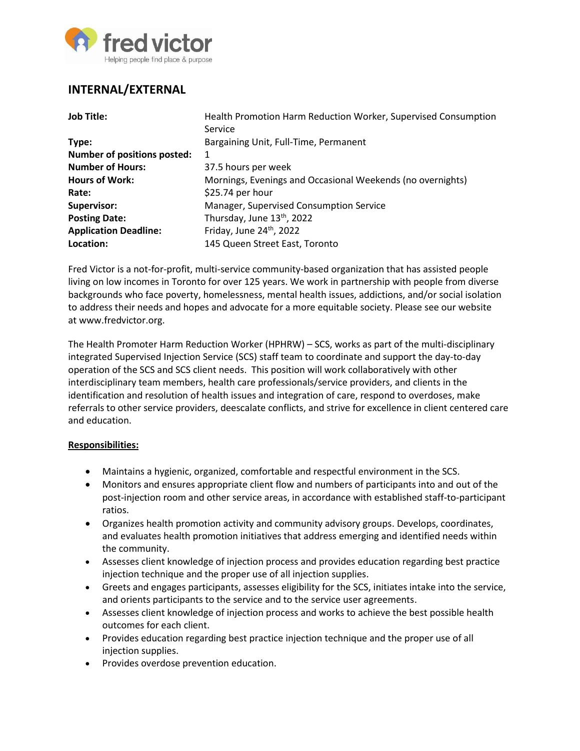fred victor

Helping people find place & purpose

## INTERNAL/EXTERNAL

| | |
|---|---|
| **Job Title:** | Health Promotion Harm Reduction Worker, Supervised Consumption Service |
| **Type:** | Bargaining Unit, Full-Time, Permanent |
| **Number of positions posted:** | 1 |
| **Number of Hours:** | 37.5 hours per week |
| **Hours of Work:** | Mornings, Evenings and Occasional Weekends (no overnights) |
| **Rate:** | $25.74 per hour |
| **Supervisor:** | Manager, Supervised Consumption Service |
| **Posting Date:** | Thursday, June 13th, 2022 |
| **Application Deadline:** | Friday, June 24th, 2022 |
| **Location:** | 145 Queen Street East, Toronto |

Fred Victor is a not-for-profit, multi-service community-based organization that has assisted people living on low incomes in Toronto for over 125 years. We work in partnership with people from diverse backgrounds who face poverty, homelessness, mental health issues, addictions, and/or social isolation to address their needs and hopes and advocate for a more equitable society. Please see our website at www.fredvictor.org.

The Health Promoter Harm Reduction Worker (HPHRW) – SCS, works as part of the multi-disciplinary integrated Supervised Injection Service (SCS) staff team to coordinate and support the day-to-day operation of the SCS and SCS client needs. This position will work collaboratively with other interdisciplinary team members, health care professionals/service providers, and clients in the identification and resolution of health issues and integration of care, respond to overdoses, make referrals to other service providers, deescalate conflicts, and strive for excellence in client centered care and education.

**Responsibilities:**

- Maintains a hygienic, organized, comfortable and respectful environment in the SCS.
- Monitors and ensures appropriate client flow and numbers of participants into and out of the post-injection room and other service areas, in accordance with established staff-to-participant ratios.
- Organizes health promotion activity and community advisory groups. Develops, coordinates, and evaluates health promotion initiatives that address emerging and identified needs within the community.
- Assesses client knowledge of injection process and provides education regarding best practice injection technique and the proper use of all injection supplies.
- Greets and engages participants, assesses eligibility for the SCS, initiates intake into the service, and orients participants to the service and to the service user agreements.
- Assesses client knowledge of injection process and works to achieve the best possible health outcomes for each client.
- Provides education regarding best practice injection technique and the proper use of all injection supplies.
- Provides overdose prevention education.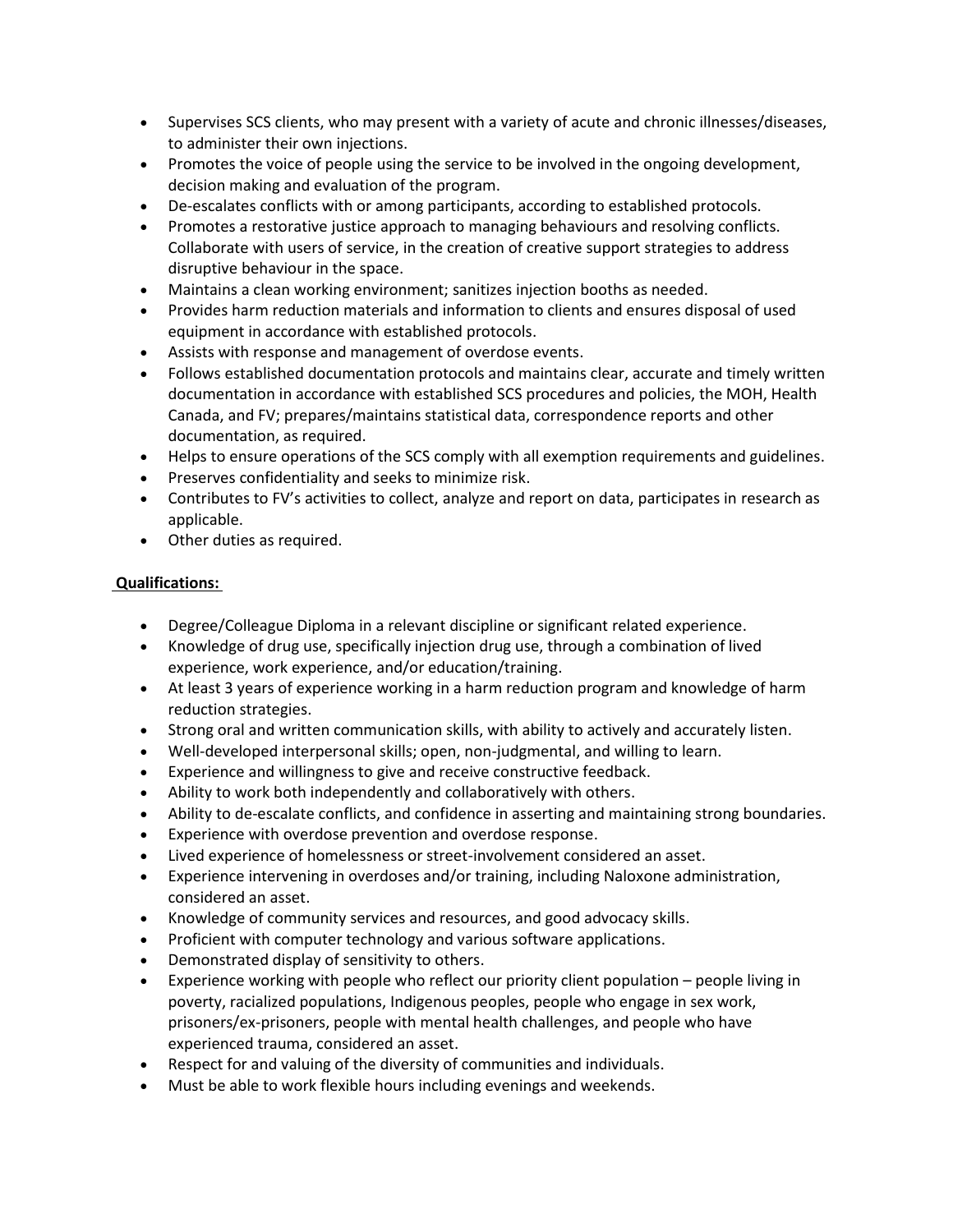- Supervises SCS clients, who may present with a variety of acute and chronic illnesses/diseases, to administer their own injections.
- Promotes the voice of people using the service to be involved in the ongoing development, decision making and evaluation of the program.
- De-escalates conflicts with or among participants, according to established protocols.
- Promotes a restorative justice approach to managing behaviours and resolving conflicts. Collaborate with users of service, in the creation of creative support strategies to address disruptive behaviour in the space.
- Maintains a clean working environment; sanitizes injection booths as needed.
- Provides harm reduction materials and information to clients and ensures disposal of used equipment in accordance with established protocols.
- Assists with response and management of overdose events.
- Follows established documentation protocols and maintains clear, accurate and timely written documentation in accordance with established SCS procedures and policies, the MOH, Health Canada, and FV; prepares/maintains statistical data, correspondence reports and other documentation, as required.
- Helps to ensure operations of the SCS comply with all exemption requirements and guidelines.
- Preserves confidentiality and seeks to minimize risk.
- Contributes to FV's activities to collect, analyze and report on data, participates in research as applicable.
- Other duties as required.

**Qualifications:**

- Degree/Colleague Diploma in a relevant discipline or significant related experience.
- Knowledge of drug use, specifically injection drug use, through a combination of lived experience, work experience, and/or education/training.
- At least 3 years of experience working in a harm reduction program and knowledge of harm reduction strategies.
- Strong oral and written communication skills, with ability to actively and accurately listen.
- Well-developed interpersonal skills; open, non-judgmental, and willing to learn.
- Experience and willingness to give and receive constructive feedback.
- Ability to work both independently and collaboratively with others.
- Ability to de-escalate conflicts, and confidence in asserting and maintaining strong boundaries.
- Experience with overdose prevention and overdose response.
- Lived experience of homelessness or street-involvement considered an asset.
- Experience intervening in overdoses and/or training, including Naloxone administration, considered an asset.
- Knowledge of community services and resources, and good advocacy skills.
- Proficient with computer technology and various software applications.
- Demonstrated display of sensitivity to others.
- Experience working with people who reflect our priority client population – people living in poverty, racialized populations, Indigenous peoples, people who engage in sex work, prisoners/ex-prisoners, people with mental health challenges, and people who have experienced trauma, considered an asset.
- Respect for and valuing of the diversity of communities and individuals.
- Must be able to work flexible hours including evenings and weekends.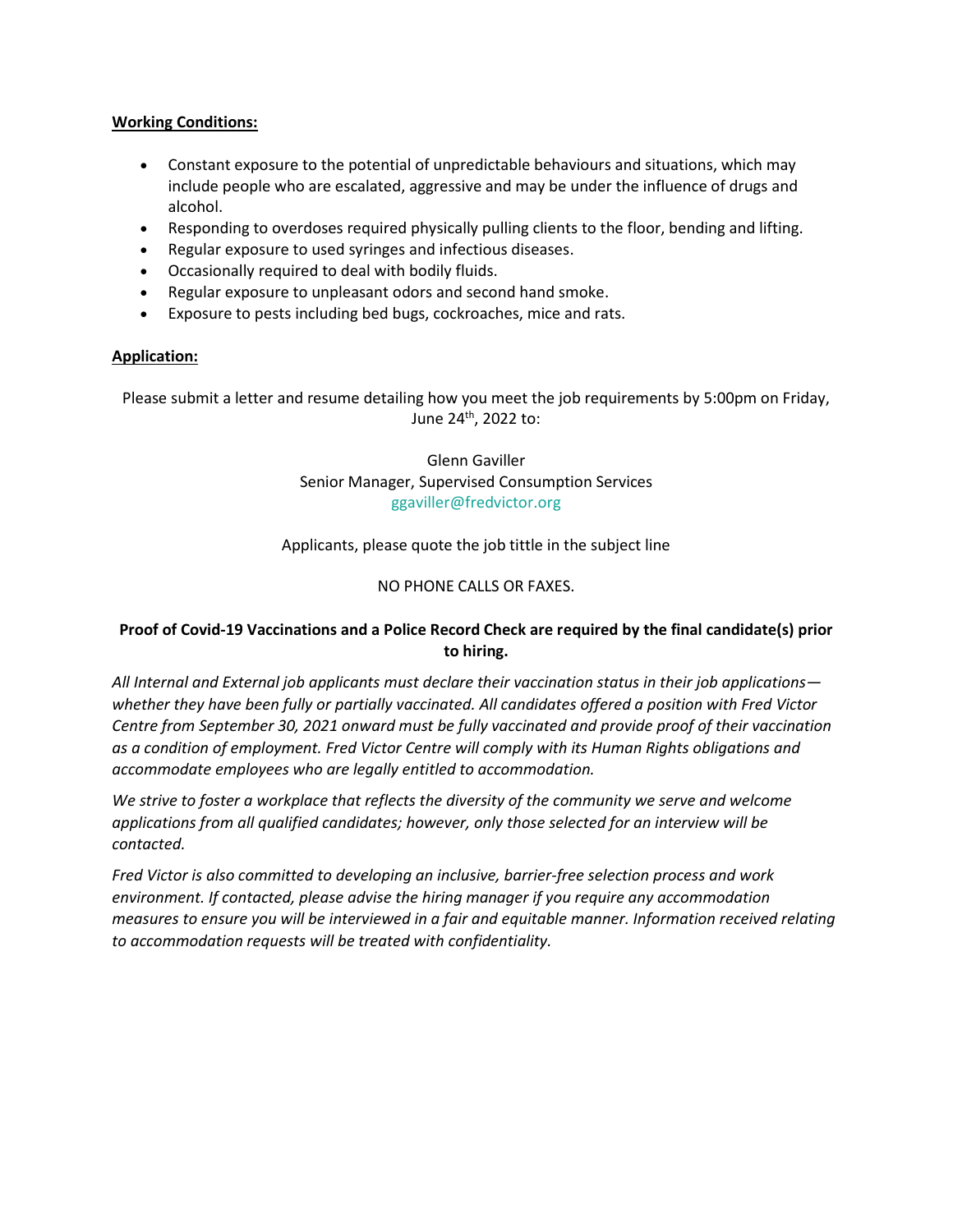**Working Conditions:**

- Constant exposure to the potential of unpredictable behaviours and situations, which may include people who are escalated, aggressive and may be under the influence of drugs and alcohol.
- Responding to overdoses required physically pulling clients to the floor, bending and lifting.
- Regular exposure to used syringes and infectious diseases.
- Occasionally required to deal with bodily fluids.
- Regular exposure to unpleasant odors and second hand smoke.
- Exposure to pests including bed bugs, cockroaches, mice and rats.

**Application:**

Please submit a letter and resume detailing how you meet the job requirements by 5:00pm on Friday, June 24th, 2022 to:

Glenn Gaviller
Senior Manager, Supervised Consumption Services
ggaviller@fredvictor.org

Applicants, please quote the job tittle in the subject line

NO PHONE CALLS OR FAXES.

**Proof of Covid-19 Vaccinations and a Police Record Check are required by the final candidate(s) prior to hiring.**

*All Internal and External job applicants must declare their vaccination status in their job applications—whether they have been fully or partially vaccinated. All candidates offered a position with Fred Victor Centre from September 30, 2021 onward must be fully vaccinated and provide proof of their vaccination as a condition of employment. Fred Victor Centre will comply with its Human Rights obligations and accommodate employees who are legally entitled to accommodation.*

*We strive to foster a workplace that reflects the diversity of the community we serve and welcome applications from all qualified candidates; however, only those selected for an interview will be contacted.*

*Fred Victor is also committed to developing an inclusive, barrier-free selection process and work environment. If contacted, please advise the hiring manager if you require any accommodation measures to ensure you will be interviewed in a fair and equitable manner. Information received relating to accommodation requests will be treated with confidentiality.*